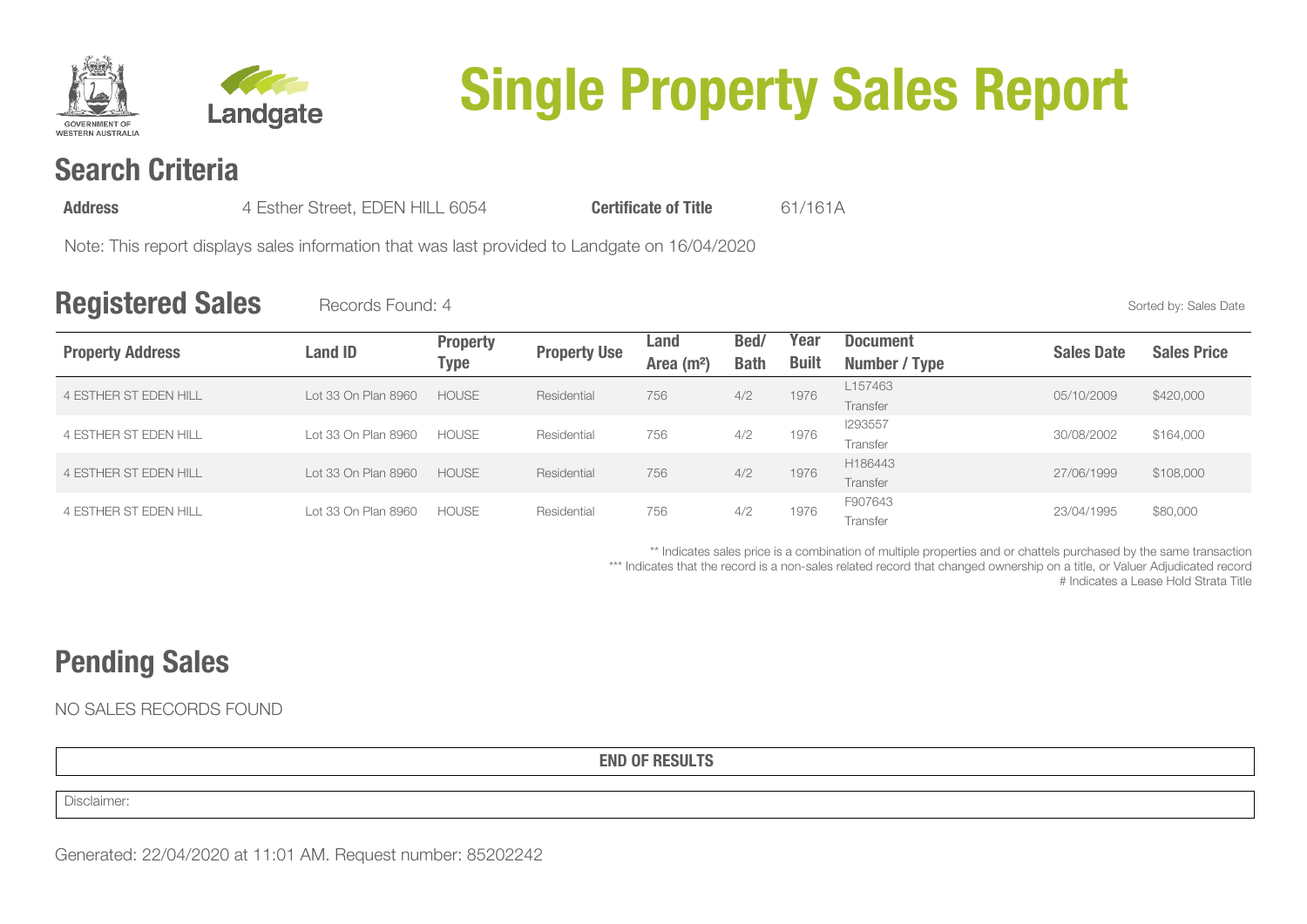# Single Property Sales Report

## Search Criteria

**Address** 4 Esther Street, EDEN HILL 6054 **Certificate of Title** 61/161A

Note: This report displays sales information that was last provided to Landgate on 16/04/2020

## Registered Sales

Records Found: 4

Sorted by: Sales Date

| Property Address | Land ID | Property Type | Property Use | Land Area (m²) | Bed/ Bath | Year Built | Document Number / Type | Sales Date | Sales Price |
|---|---|---|---|---|---|---|---|---|---|
| 4 ESTHER ST EDEN HILL | Lot 33 On Plan 8960 | HOUSE | Residential | 756 | 4/2 | 1976 | L157463 Transfer | 05/10/2009 | $420,000 |
| 4 ESTHER ST EDEN HILL | Lot 33 On Plan 8960 | HOUSE | Residential | 756 | 4/2 | 1976 | I293557 Transfer | 30/08/2002 | $164,000 |
| 4 ESTHER ST EDEN HILL | Lot 33 On Plan 8960 | HOUSE | Residential | 756 | 4/2 | 1976 | H186443 Transfer | 27/06/1999 | $108,000 |
| 4 ESTHER ST EDEN HILL | Lot 33 On Plan 8960 | HOUSE | Residential | 756 | 4/2 | 1976 | F907643 Transfer | 23/04/1995 | $80,000 |

** Indicates sales price is a combination of multiple properties and or chattels purchased by the same transaction
*** Indicates that the record is a non-sales related record that changed ownership on a title, or Valuer Adjudicated record
# Indicates a Lease Hold Strata Title

## Pending Sales

NO SALES RECORDS FOUND

**END OF RESULTS**

Disclaimer:

Generated: 22/04/2020 at 11:01 AM. Request number: 85202242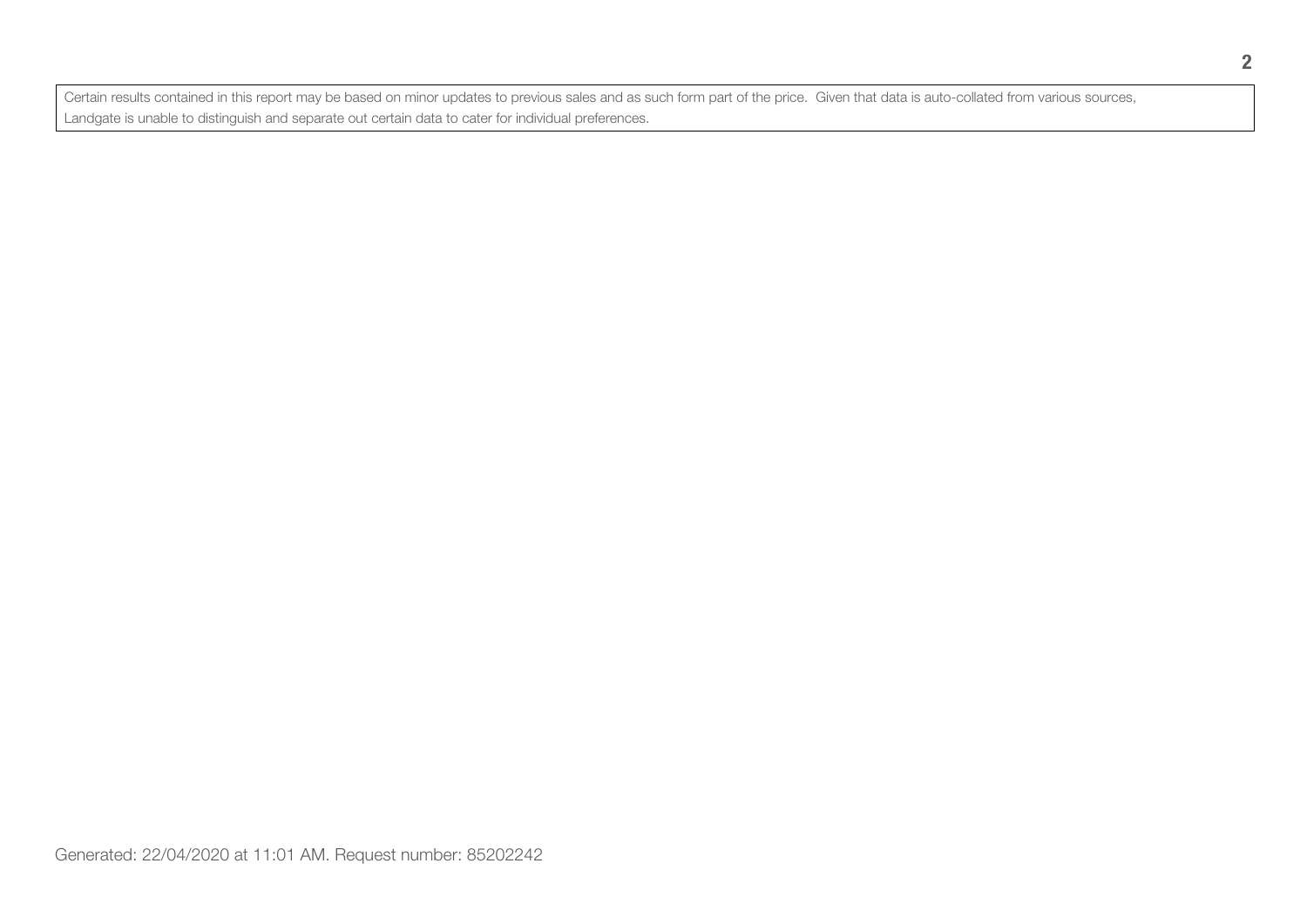Certain results contained in this report may be based on minor updates to previous sales and as such form part of the price. Given that data is auto-collated from various sources, Landgate is unable to distinguish and separate out certain data to cater for individual preferences.

Generated: 22/04/2020 at 11:01 AM. Request number: 85202242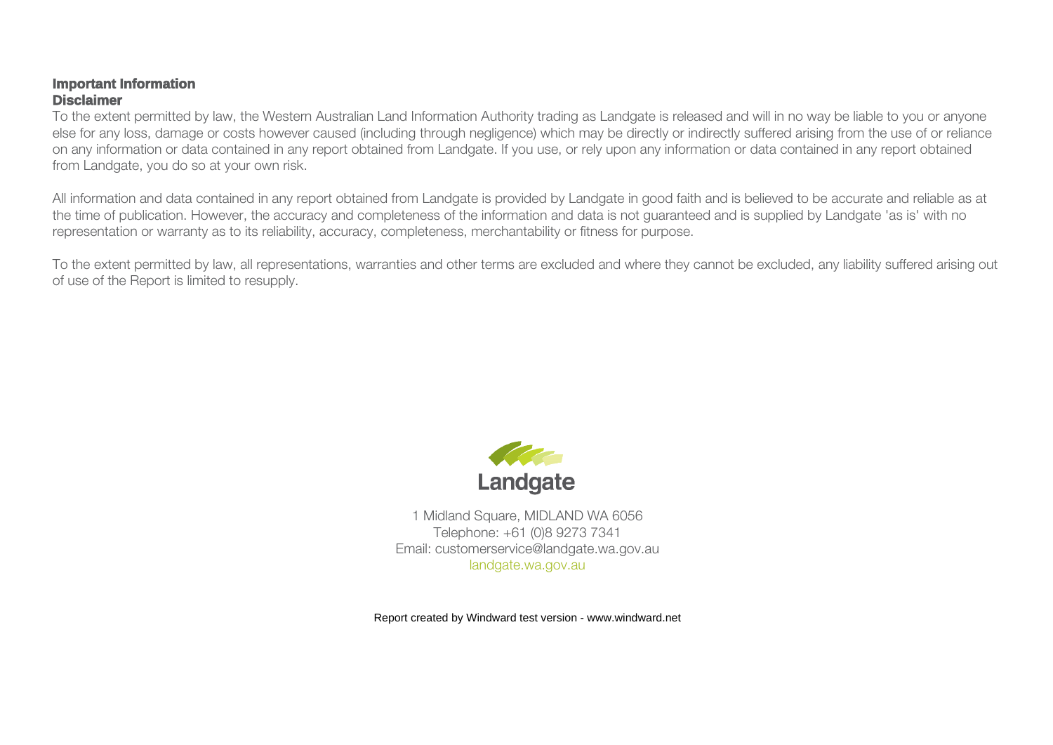**Important Information**

**Disclaimer**

To the extent permitted by law, the Western Australian Land Information Authority trading as Landgate is released and will in no way be liable to you or anyone else for any loss, damage or costs however caused (including through negligence) which may be directly or indirectly suffered arising from the use of or reliance on any information or data contained in any report obtained from Landgate. If you use, or rely upon any information or data contained in any report obtained from Landgate, you do so at your own risk.

All information and data contained in any report obtained from Landgate is provided by Landgate in good faith and is believed to be accurate and reliable as at the time of publication. However, the accuracy and completeness of the information and data is not guaranteed and is supplied by Landgate 'as is' with no representation or warranty as to its reliability, accuracy, completeness, merchantability or fitness for purpose.

To the extent permitted by law, all representations, warranties and other terms are excluded and where they cannot be excluded, any liability suffered arising out of use of the Report is limited to resupply.

Landgate

1 Midland Square, MIDLAND WA 6056
Telephone: +61 (0)8 9273 7341
Email: customerservice@landgate.wa.gov.au
landgate.wa.gov.au

Report created by Windward test version - www.windward.net